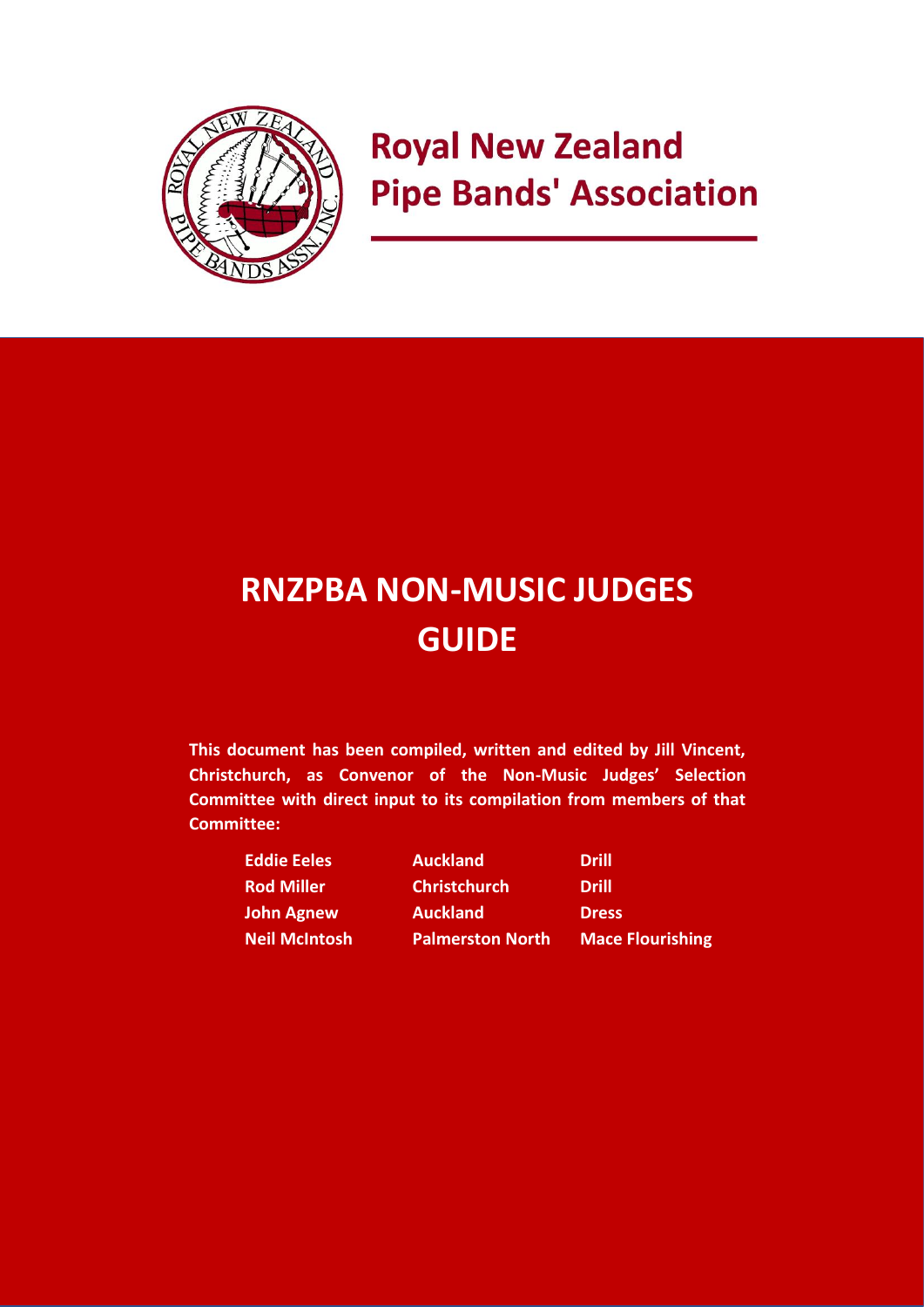# Royal New Zealand Pipe Bands' Association

# RNZPBA NON-MUSIC JUDGES GUIDE

**This document has been compiled, written and edited by Jill Vincent, Christchurch, as Convenor of the Non-Music Judges' Selection Committee with direct input to its compilation from members of that Committee:**

| | | |
|---|---|---|
| **Eddie Eeles** | **Auckland** | **Drill** |
| **Rod Miller** | **Christchurch** | **Drill** |
| **John Agnew** | **Auckland** | **Dress** |
| **Neil McIntosh** | **Palmerston North** | **Mace Flourishing** |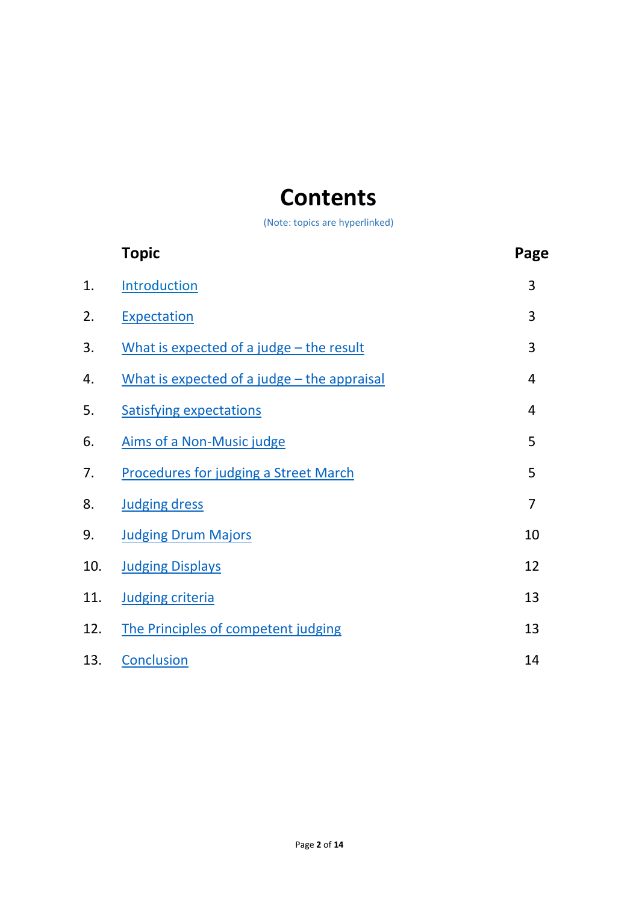# Contents

(Note: topics are hyperlinked)

|  | Topic | Page |
|---|---|---|
| 1. | Introduction | 3 |
| 2. | Expectation | 3 |
| 3. | What is expected of a judge – the result | 3 |
| 4. | What is expected of a judge – the appraisal | 4 |
| 5. | Satisfying expectations | 4 |
| 6. | Aims of a Non-Music judge | 5 |
| 7. | Procedures for judging a Street March | 5 |
| 8. | Judging dress | 7 |
| 9. | Judging Drum Majors | 10 |
| 10. | Judging Displays | 12 |
| 11. | Judging criteria | 13 |
| 12. | The Principles of competent judging | 13 |
| 13. | Conclusion | 14 |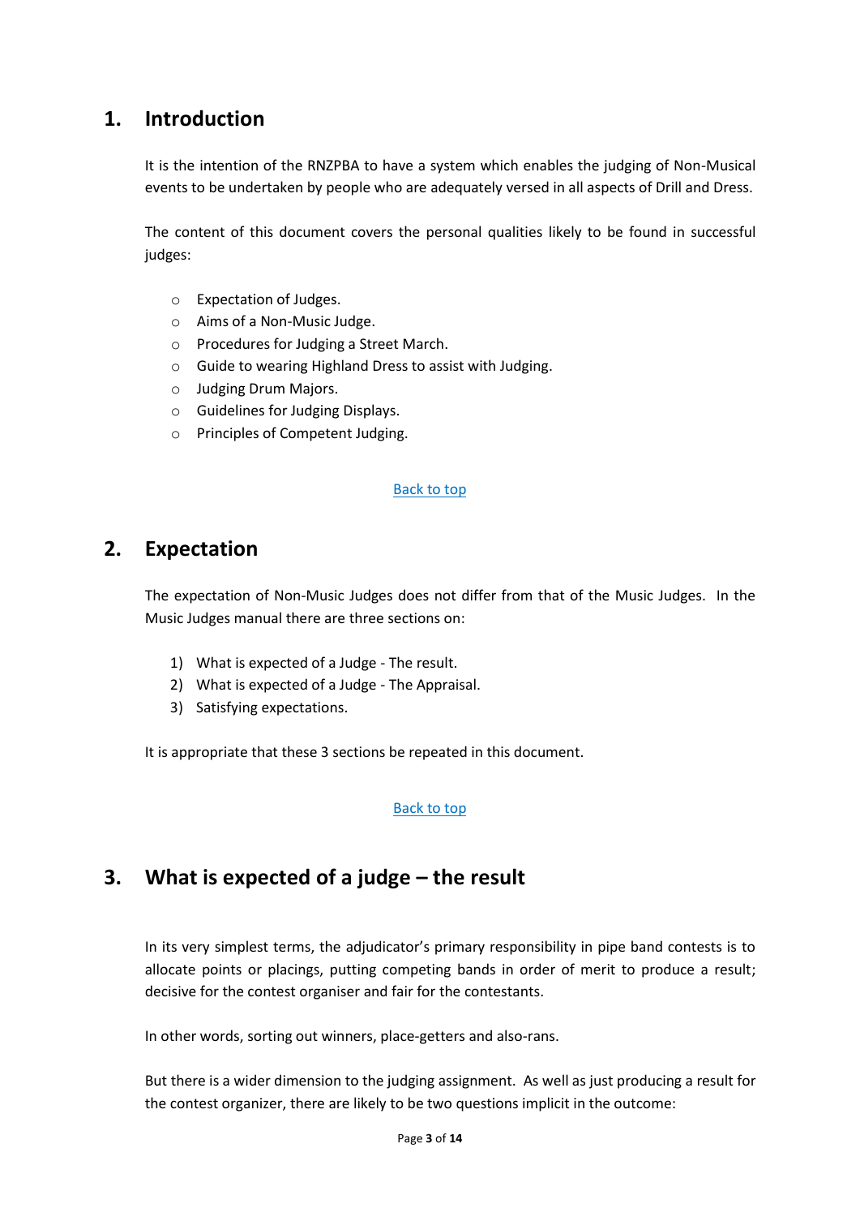## 1. Introduction

It is the intention of the RNZPBA to have a system which enables the judging of Non-Musical events to be undertaken by people who are adequately versed in all aspects of Drill and Dress.

The content of this document covers the personal qualities likely to be found in successful judges:

- Expectation of Judges.
- Aims of a Non-Music Judge.
- Procedures for Judging a Street March.
- Guide to wearing Highland Dress to assist with Judging.
- Judging Drum Majors.
- Guidelines for Judging Displays.
- Principles of Competent Judging.

Back to top

## 2. Expectation

The expectation of Non-Music Judges does not differ from that of the Music Judges. In the Music Judges manual there are three sections on:

1) What is expected of a Judge - The result.
2) What is expected of a Judge - The Appraisal.
3) Satisfying expectations.

It is appropriate that these 3 sections be repeated in this document.

Back to top

## 3. What is expected of a judge – the result

In its very simplest terms, the adjudicator’s primary responsibility in pipe band contests is to allocate points or placings, putting competing bands in order of merit to produce a result; decisive for the contest organiser and fair for the contestants.

In other words, sorting out winners, place-getters and also-rans.

But there is a wider dimension to the judging assignment. As well as just producing a result for the contest organizer, there are likely to be two questions implicit in the outcome: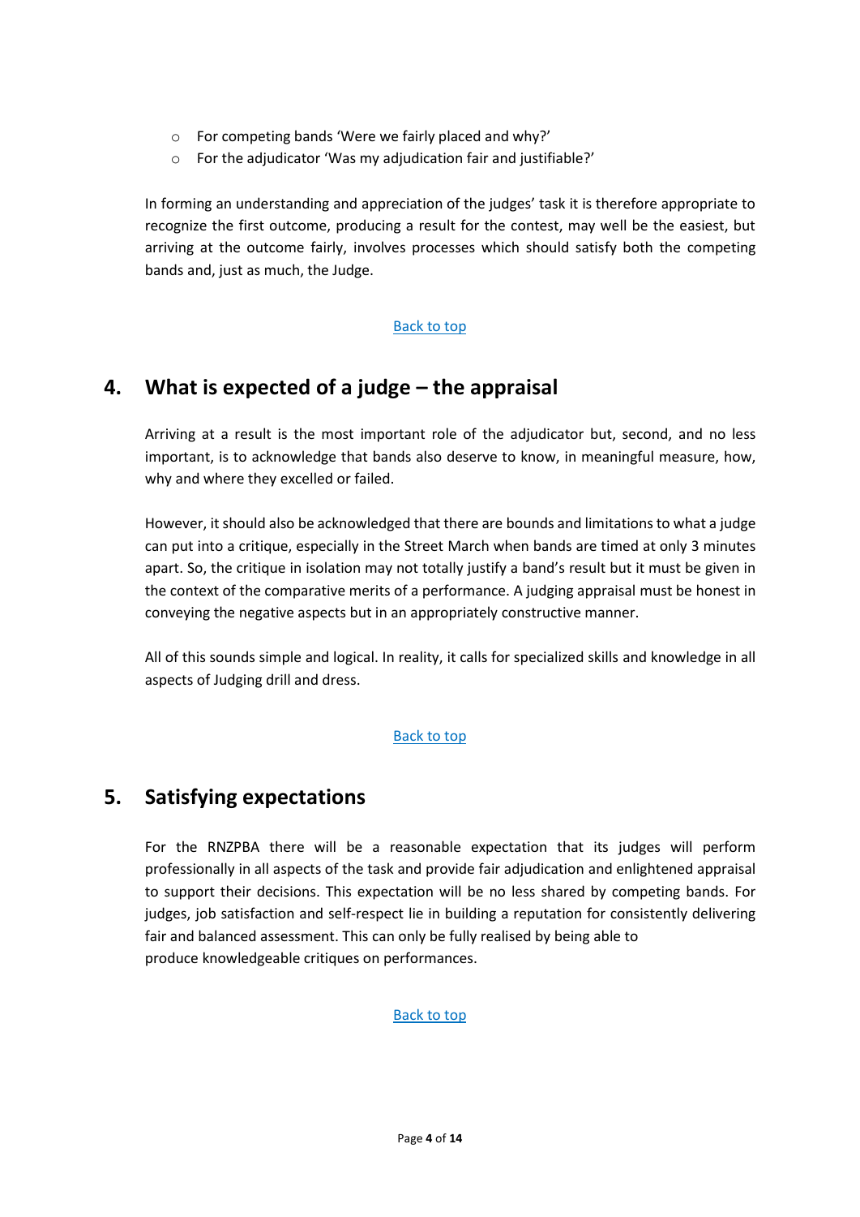- For competing bands 'Were we fairly placed and why?'
- For the adjudicator 'Was my adjudication fair and justifiable?'

In forming an understanding and appreciation of the judges' task it is therefore appropriate to recognize the first outcome, producing a result for the contest, may well be the easiest, but arriving at the outcome fairly, involves processes which should satisfy both the competing bands and, just as much, the Judge.

Back to top

## 4. What is expected of a judge – the appraisal

Arriving at a result is the most important role of the adjudicator but, second, and no less important, is to acknowledge that bands also deserve to know, in meaningful measure, how, why and where they excelled or failed.

However, it should also be acknowledged that there are bounds and limitations to what a judge can put into a critique, especially in the Street March when bands are timed at only 3 minutes apart. So, the critique in isolation may not totally justify a band's result but it must be given in the context of the comparative merits of a performance. A judging appraisal must be honest in conveying the negative aspects but in an appropriately constructive manner.

All of this sounds simple and logical. In reality, it calls for specialized skills and knowledge in all aspects of Judging drill and dress.

Back to top

## 5. Satisfying expectations

For the RNZPBA there will be a reasonable expectation that its judges will perform professionally in all aspects of the task and provide fair adjudication and enlightened appraisal to support their decisions. This expectation will be no less shared by competing bands. For judges, job satisfaction and self-respect lie in building a reputation for consistently delivering fair and balanced assessment. This can only be fully realised by being able to produce knowledgeable critiques on performances.

Back to top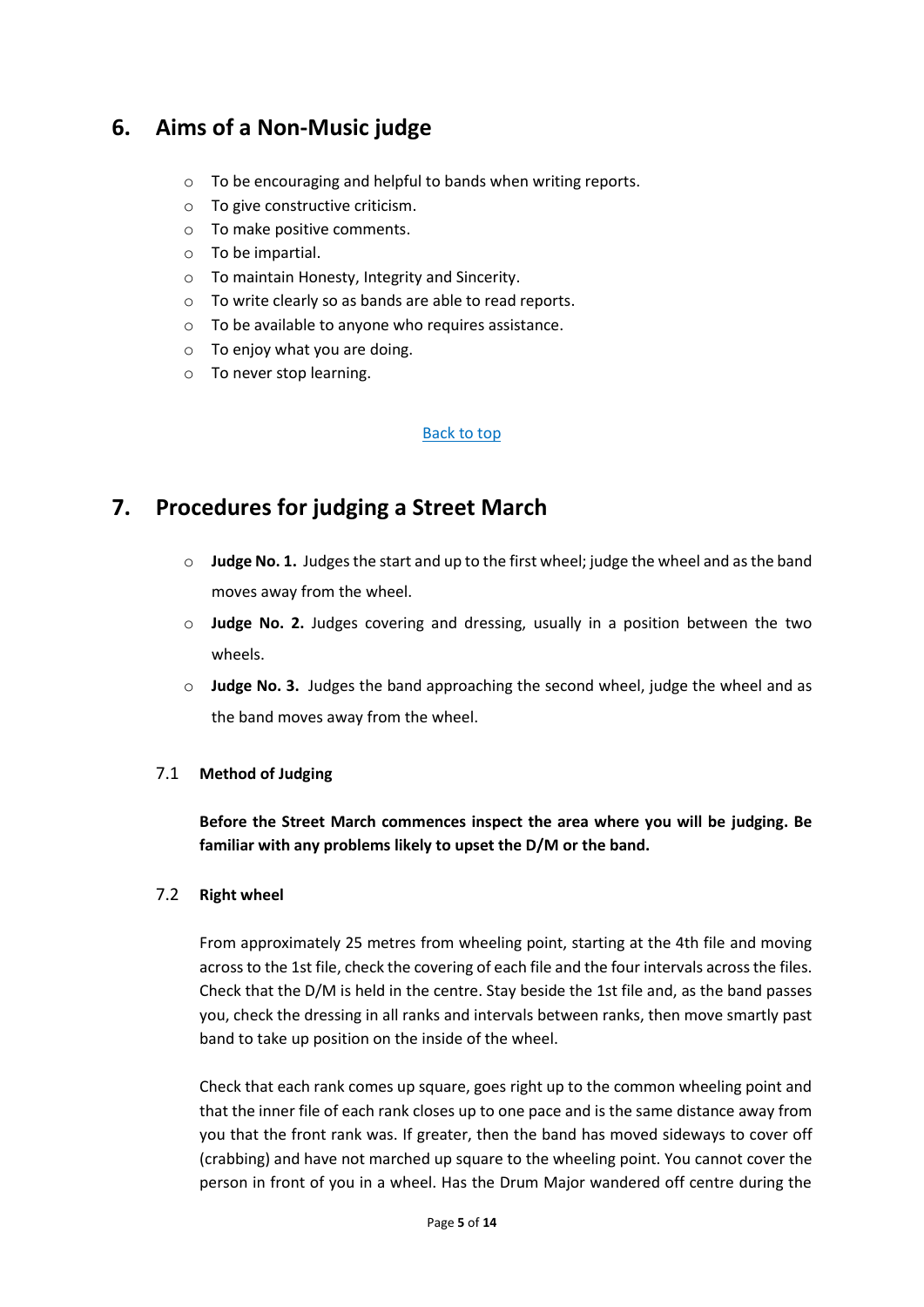## 6. Aims of a Non-Music judge

- To be encouraging and helpful to bands when writing reports.
- To give constructive criticism.
- To make positive comments.
- To be impartial.
- To maintain Honesty, Integrity and Sincerity.
- To write clearly so as bands are able to read reports.
- To be available to anyone who requires assistance.
- To enjoy what you are doing.
- To never stop learning.

Back to top

## 7. Procedures for judging a Street March

- **Judge No. 1.** Judges the start and up to the first wheel; judge the wheel and as the band moves away from the wheel.
- **Judge No. 2.** Judges covering and dressing, usually in a position between the two wheels.
- **Judge No. 3.** Judges the band approaching the second wheel, judge the wheel and as the band moves away from the wheel.

### 7.1 Method of Judging

**Before the Street March commences inspect the area where you will be judging. Be familiar with any problems likely to upset the D/M or the band.**

### 7.2 Right wheel

From approximately 25 metres from wheeling point, starting at the 4th file and moving across to the 1st file, check the covering of each file and the four intervals across the files. Check that the D/M is held in the centre. Stay beside the 1st file and, as the band passes you, check the dressing in all ranks and intervals between ranks, then move smartly past band to take up position on the inside of the wheel.

Check that each rank comes up square, goes right up to the common wheeling point and that the inner file of each rank closes up to one pace and is the same distance away from you that the front rank was. If greater, then the band has moved sideways to cover off (crabbing) and have not marched up square to the wheeling point. You cannot cover the person in front of you in a wheel. Has the Drum Major wandered off centre during the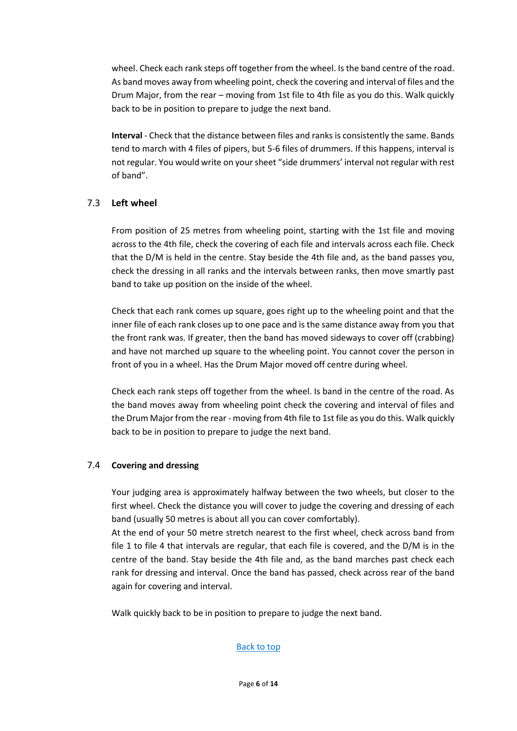wheel. Check each rank steps off together from the wheel. Is the band centre of the road. As band moves away from wheeling point, check the covering and interval of files and the Drum Major, from the rear – moving from 1st file to 4th file as you do this. Walk quickly back to be in position to prepare to judge the next band.

**Interval** - Check that the distance between files and ranks is consistently the same. Bands tend to march with 4 files of pipers, but 5-6 files of drummers. If this happens, interval is not regular. You would write on your sheet "side drummers' interval not regular with rest of band".

### 7.3 Left wheel

From position of 25 metres from wheeling point, starting with the 1st file and moving across to the 4th file, check the covering of each file and intervals across each file. Check that the D/M is held in the centre. Stay beside the 4th file and, as the band passes you, check the dressing in all ranks and the intervals between ranks, then move smartly past band to take up position on the inside of the wheel.

Check that each rank comes up square, goes right up to the wheeling point and that the inner file of each rank closes up to one pace and is the same distance away from you that the front rank was. If greater, then the band has moved sideways to cover off (crabbing) and have not marched up square to the wheeling point. You cannot cover the person in front of you in a wheel. Has the Drum Major moved off centre during wheel.

Check each rank steps off together from the wheel. Is band in the centre of the road. As the band moves away from wheeling point check the covering and interval of files and the Drum Major from the rear - moving from 4th file to 1st file as you do this. Walk quickly back to be in position to prepare to judge the next band.

### 7.4 Covering and dressing

Your judging area is approximately halfway between the two wheels, but closer to the first wheel. Check the distance you will cover to judge the covering and dressing of each band (usually 50 metres is about all you can cover comfortably).
At the end of your 50 metre stretch nearest to the first wheel, check across band from file 1 to file 4 that intervals are regular, that each file is covered, and the D/M is in the centre of the band. Stay beside the 4th file and, as the band marches past check each rank for dressing and interval. Once the band has passed, check across rear of the band again for covering and interval.

Walk quickly back to be in position to prepare to judge the next band.

Back to top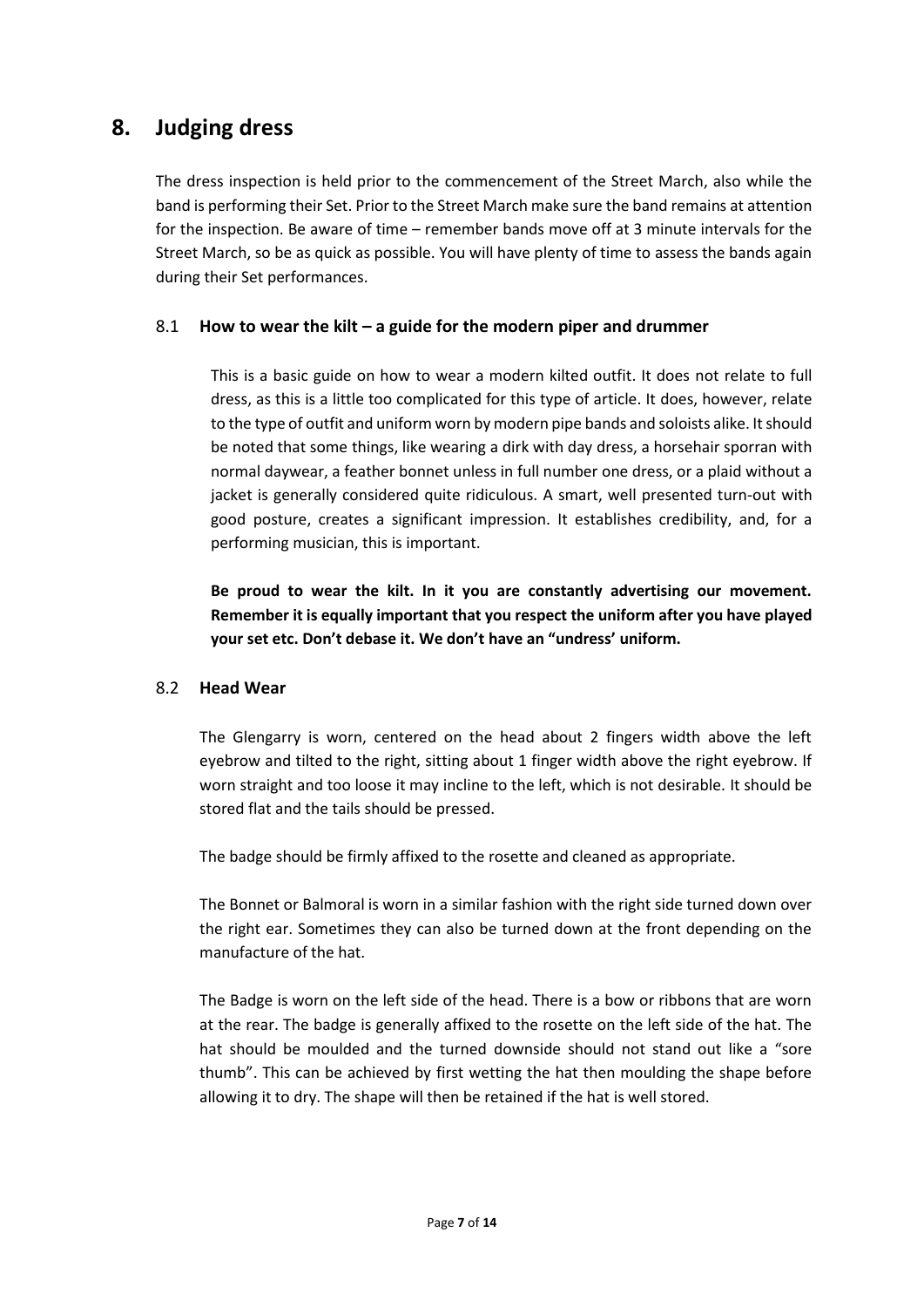# 8. Judging dress

The dress inspection is held prior to the commencement of the Street March, also while the band is performing their Set. Prior to the Street March make sure the band remains at attention for the inspection. Be aware of time – remember bands move off at 3 minute intervals for the Street March, so be as quick as possible. You will have plenty of time to assess the bands again during their Set performances.

## 8.1 How to wear the kilt – a guide for the modern piper and drummer

This is a basic guide on how to wear a modern kilted outfit. It does not relate to full dress, as this is a little too complicated for this type of article. It does, however, relate to the type of outfit and uniform worn by modern pipe bands and soloists alike. It should be noted that some things, like wearing a dirk with day dress, a horsehair sporran with normal daywear, a feather bonnet unless in full number one dress, or a plaid without a jacket is generally considered quite ridiculous. A smart, well presented turn-out with good posture, creates a significant impression. It establishes credibility, and, for a performing musician, this is important.

**Be proud to wear the kilt. In it you are constantly advertising our movement. Remember it is equally important that you respect the uniform after you have played your set etc. Don't debase it. We don't have an "undress' uniform.**

## 8.2 Head Wear

The Glengarry is worn, centered on the head about 2 fingers width above the left eyebrow and tilted to the right, sitting about 1 finger width above the right eyebrow. If worn straight and too loose it may incline to the left, which is not desirable. It should be stored flat and the tails should be pressed.

The badge should be firmly affixed to the rosette and cleaned as appropriate.

The Bonnet or Balmoral is worn in a similar fashion with the right side turned down over the right ear. Sometimes they can also be turned down at the front depending on the manufacture of the hat.

The Badge is worn on the left side of the head. There is a bow or ribbons that are worn at the rear. The badge is generally affixed to the rosette on the left side of the hat. The hat should be moulded and the turned downside should not stand out like a "sore thumb". This can be achieved by first wetting the hat then moulding the shape before allowing it to dry. The shape will then be retained if the hat is well stored.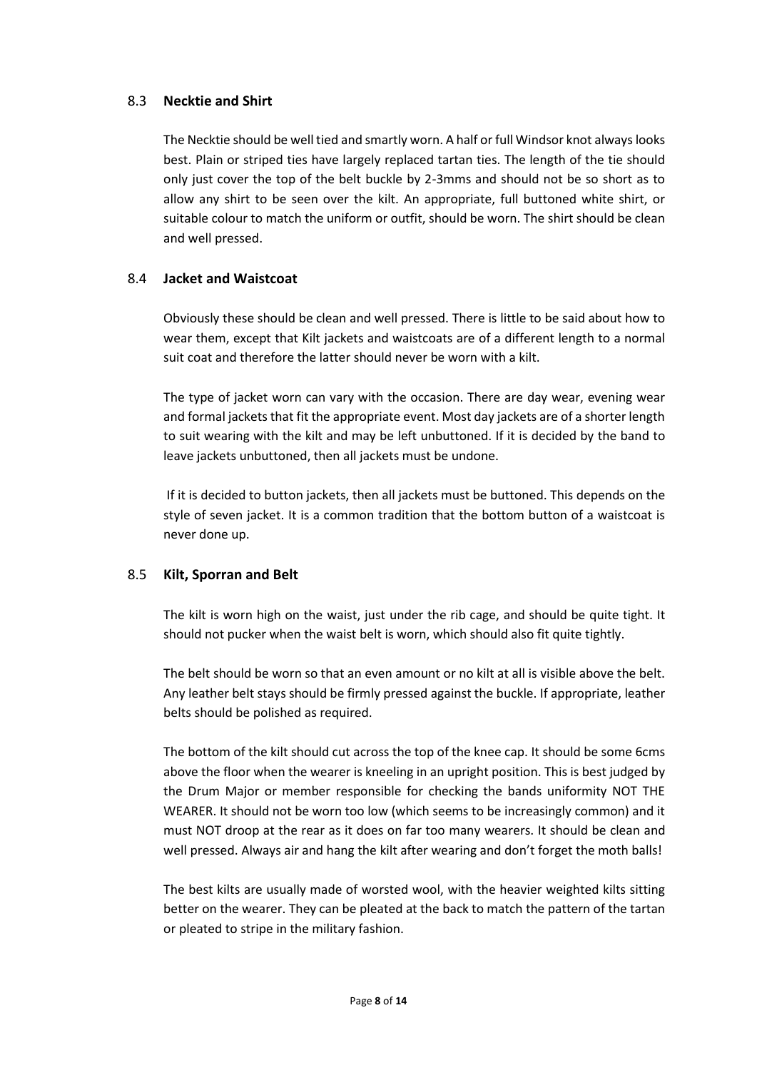## 8.3 **Necktie and Shirt**

The Necktie should be well tied and smartly worn. A half or full Windsor knot always looks best. Plain or striped ties have largely replaced tartan ties. The length of the tie should only just cover the top of the belt buckle by 2-3mms and should not be so short as to allow any shirt to be seen over the kilt. An appropriate, full buttoned white shirt, or suitable colour to match the uniform or outfit, should be worn. The shirt should be clean and well pressed.

## 8.4 **Jacket and Waistcoat**

Obviously these should be clean and well pressed. There is little to be said about how to wear them, except that Kilt jackets and waistcoats are of a different length to a normal suit coat and therefore the latter should never be worn with a kilt.

The type of jacket worn can vary with the occasion. There are day wear, evening wear and formal jackets that fit the appropriate event. Most day jackets are of a shorter length to suit wearing with the kilt and may be left unbuttoned. If it is decided by the band to leave jackets unbuttoned, then all jackets must be undone.

If it is decided to button jackets, then all jackets must be buttoned. This depends on the style of seven jacket. It is a common tradition that the bottom button of a waistcoat is never done up.

## 8.5 **Kilt, Sporran and Belt**

The kilt is worn high on the waist, just under the rib cage, and should be quite tight. It should not pucker when the waist belt is worn, which should also fit quite tightly.

The belt should be worn so that an even amount or no kilt at all is visible above the belt. Any leather belt stays should be firmly pressed against the buckle. If appropriate, leather belts should be polished as required.

The bottom of the kilt should cut across the top of the knee cap. It should be some 6cms above the floor when the wearer is kneeling in an upright position. This is best judged by the Drum Major or member responsible for checking the bands uniformity NOT THE WEARER. It should not be worn too low (which seems to be increasingly common) and it must NOT droop at the rear as it does on far too many wearers. It should be clean and well pressed. Always air and hang the kilt after wearing and don't forget the moth balls!

The best kilts are usually made of worsted wool, with the heavier weighted kilts sitting better on the wearer. They can be pleated at the back to match the pattern of the tartan or pleated to stripe in the military fashion.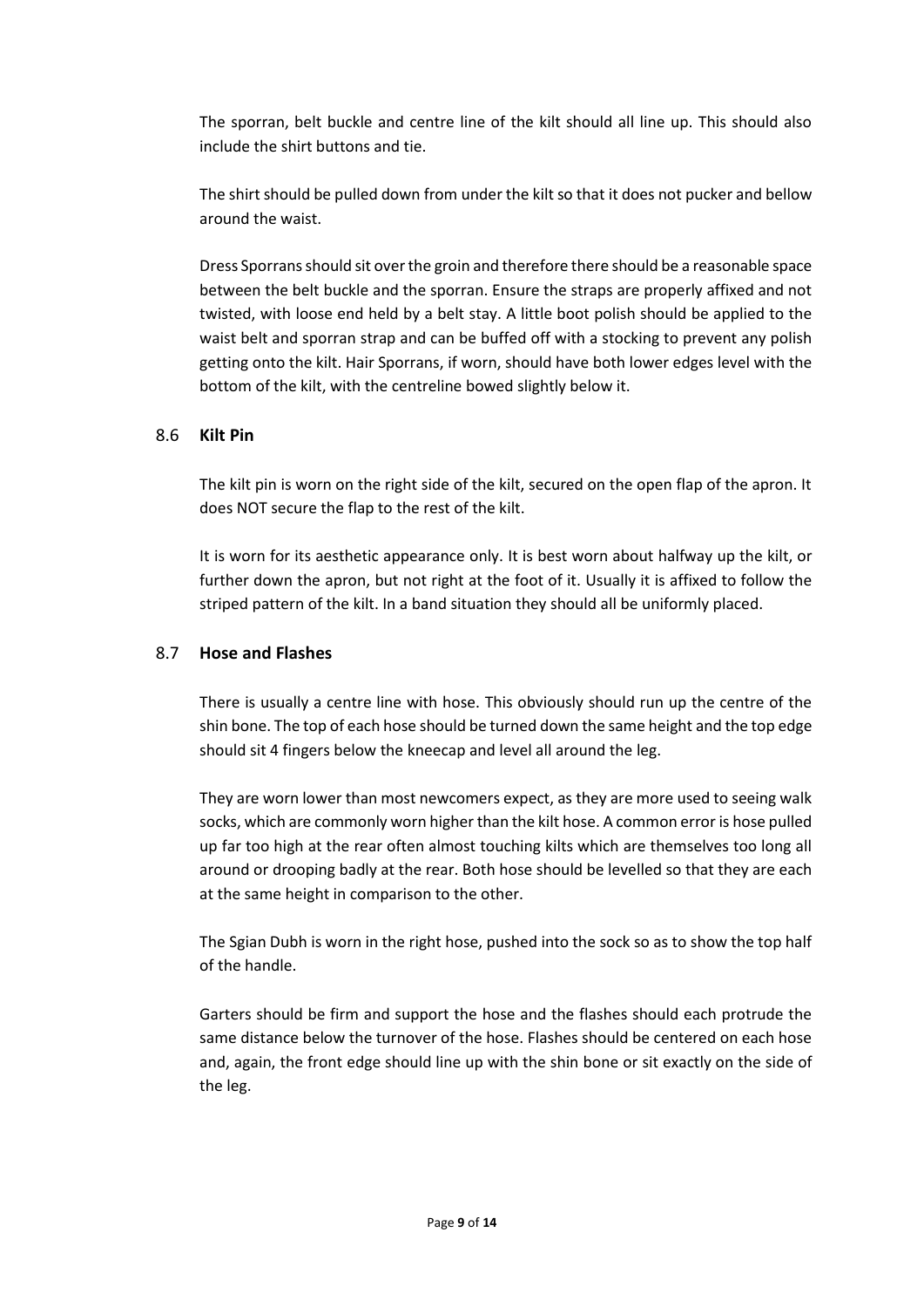The sporran, belt buckle and centre line of the kilt should all line up. This should also include the shirt buttons and tie.

The shirt should be pulled down from under the kilt so that it does not pucker and bellow around the waist.

Dress Sporrans should sit over the groin and therefore there should be a reasonable space between the belt buckle and the sporran. Ensure the straps are properly affixed and not twisted, with loose end held by a belt stay. A little boot polish should be applied to the waist belt and sporran strap and can be buffed off with a stocking to prevent any polish getting onto the kilt. Hair Sporrans, if worn, should have both lower edges level with the bottom of the kilt, with the centreline bowed slightly below it.

### 8.6 **Kilt Pin**

The kilt pin is worn on the right side of the kilt, secured on the open flap of the apron. It does NOT secure the flap to the rest of the kilt.

It is worn for its aesthetic appearance only. It is best worn about halfway up the kilt, or further down the apron, but not right at the foot of it. Usually it is affixed to follow the striped pattern of the kilt. In a band situation they should all be uniformly placed.

### 8.7 **Hose and Flashes**

There is usually a centre line with hose. This obviously should run up the centre of the shin bone. The top of each hose should be turned down the same height and the top edge should sit 4 fingers below the kneecap and level all around the leg.

They are worn lower than most newcomers expect, as they are more used to seeing walk socks, which are commonly worn higher than the kilt hose. A common error is hose pulled up far too high at the rear often almost touching kilts which are themselves too long all around or drooping badly at the rear. Both hose should be levelled so that they are each at the same height in comparison to the other.

The Sgian Dubh is worn in the right hose, pushed into the sock so as to show the top half of the handle.

Garters should be firm and support the hose and the flashes should each protrude the same distance below the turnover of the hose. Flashes should be centered on each hose and, again, the front edge should line up with the shin bone or sit exactly on the side of the leg.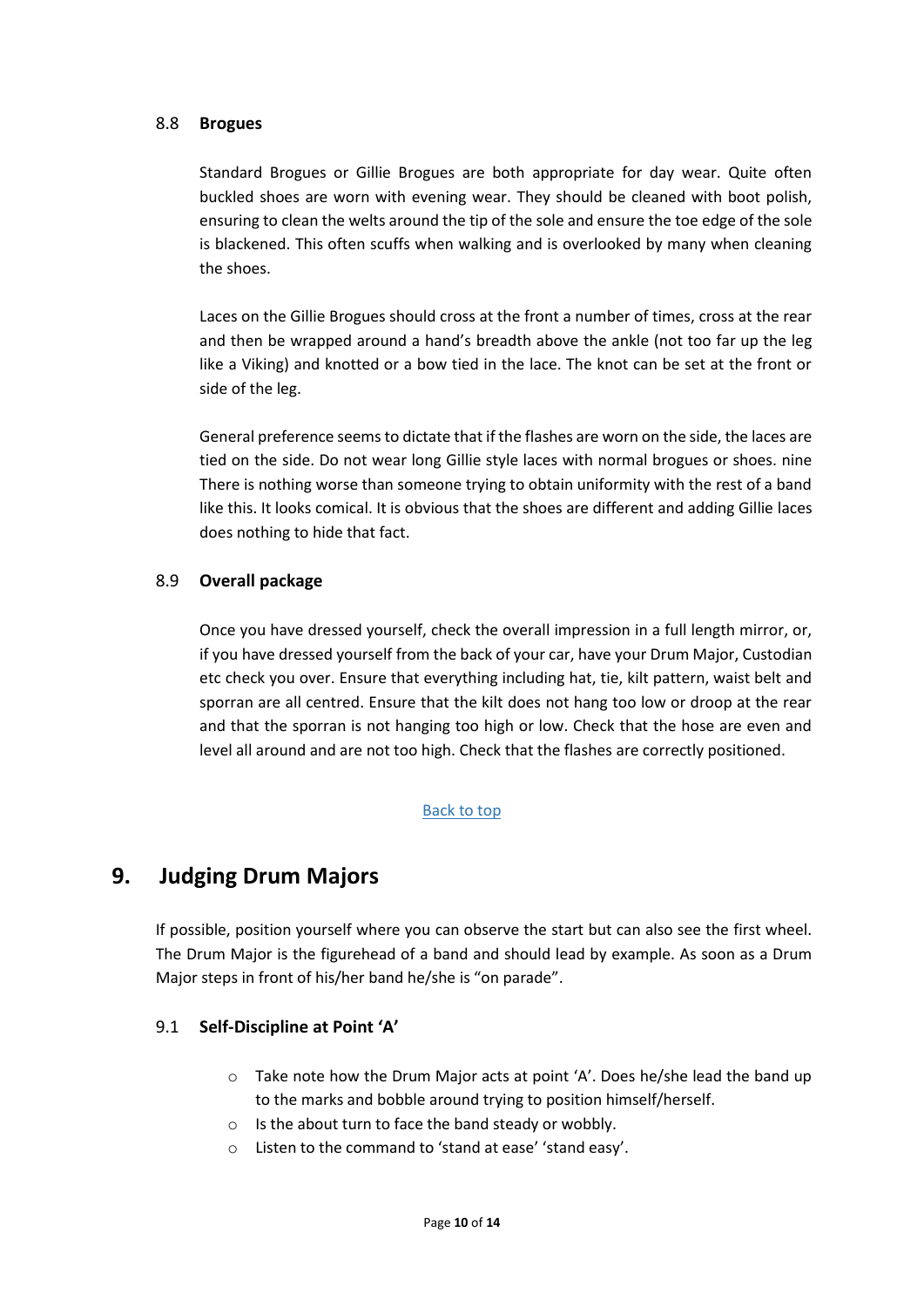### 8.8 **Brogues**

Standard Brogues or Gillie Brogues are both appropriate for day wear. Quite often buckled shoes are worn with evening wear. They should be cleaned with boot polish, ensuring to clean the welts around the tip of the sole and ensure the toe edge of the sole is blackened. This often scuffs when walking and is overlooked by many when cleaning the shoes.

Laces on the Gillie Brogues should cross at the front a number of times, cross at the rear and then be wrapped around a hand's breadth above the ankle (not too far up the leg like a Viking) and knotted or a bow tied in the lace. The knot can be set at the front or side of the leg.

General preference seems to dictate that if the flashes are worn on the side, the laces are tied on the side. Do not wear long Gillie style laces with normal brogues or shoes. nine There is nothing worse than someone trying to obtain uniformity with the rest of a band like this. It looks comical. It is obvious that the shoes are different and adding Gillie laces does nothing to hide that fact.

### 8.9 **Overall package**

Once you have dressed yourself, check the overall impression in a full length mirror, or, if you have dressed yourself from the back of your car, have your Drum Major, Custodian etc check you over. Ensure that everything including hat, tie, kilt pattern, waist belt and sporran are all centred. Ensure that the kilt does not hang too low or droop at the rear and that the sporran is not hanging too high or low. Check that the hose are even and level all around and are not too high. Check that the flashes are correctly positioned.

Back to top

## 9. Judging Drum Majors

If possible, position yourself where you can observe the start but can also see the first wheel. The Drum Major is the figurehead of a band and should lead by example. As soon as a Drum Major steps in front of his/her band he/she is "on parade".

### 9.1 **Self-Discipline at Point 'A'**

- Take note how the Drum Major acts at point 'A'. Does he/she lead the band up to the marks and bobble around trying to position himself/herself.
- Is the about turn to face the band steady or wobbly.
- Listen to the command to 'stand at ease' 'stand easy'.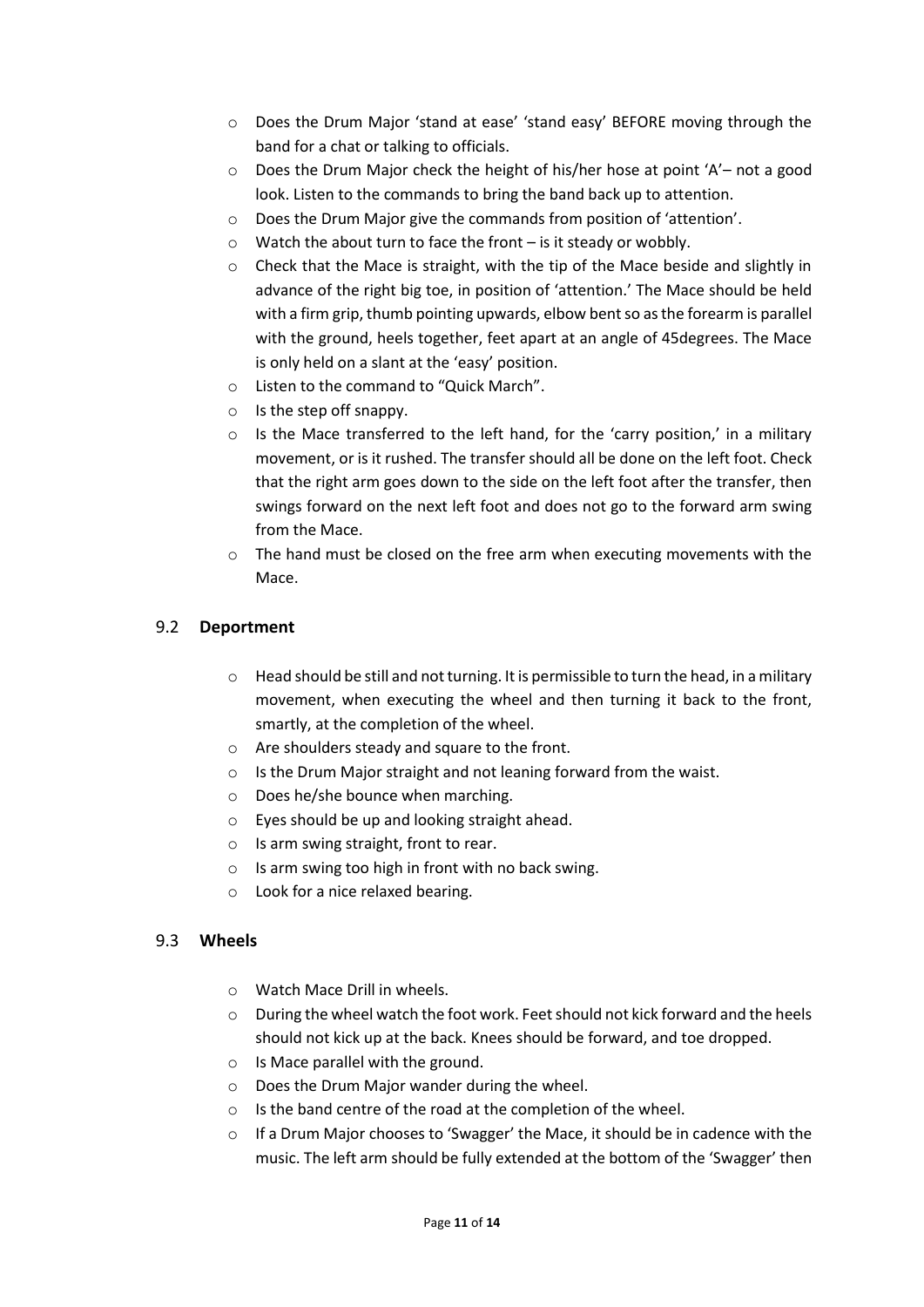- Does the Drum Major 'stand at ease' 'stand easy' BEFORE moving through the band for a chat or talking to officials.
- Does the Drum Major check the height of his/her hose at point 'A'– not a good look. Listen to the commands to bring the band back up to attention.
- Does the Drum Major give the commands from position of 'attention'.
- Watch the about turn to face the front – is it steady or wobbly.
- Check that the Mace is straight, with the tip of the Mace beside and slightly in advance of the right big toe, in position of 'attention.' The Mace should be held with a firm grip, thumb pointing upwards, elbow bent so as the forearm is parallel with the ground, heels together, feet apart at an angle of 45degrees. The Mace is only held on a slant at the 'easy' position.
- Listen to the command to "Quick March".
- Is the step off snappy.
- Is the Mace transferred to the left hand, for the 'carry position,' in a military movement, or is it rushed. The transfer should all be done on the left foot. Check that the right arm goes down to the side on the left foot after the transfer, then swings forward on the next left foot and does not go to the forward arm swing from the Mace.
- The hand must be closed on the free arm when executing movements with the Mace.

### 9.2 **Deportment**

- Head should be still and not turning. It is permissible to turn the head, in a military movement, when executing the wheel and then turning it back to the front, smartly, at the completion of the wheel.
- Are shoulders steady and square to the front.
- Is the Drum Major straight and not leaning forward from the waist.
- Does he/she bounce when marching.
- Eyes should be up and looking straight ahead.
- Is arm swing straight, front to rear.
- Is arm swing too high in front with no back swing.
- Look for a nice relaxed bearing.

### 9.3 **Wheels**

- Watch Mace Drill in wheels.
- During the wheel watch the foot work. Feet should not kick forward and the heels should not kick up at the back. Knees should be forward, and toe dropped.
- Is Mace parallel with the ground.
- Does the Drum Major wander during the wheel.
- Is the band centre of the road at the completion of the wheel.
- If a Drum Major chooses to 'Swagger' the Mace, it should be in cadence with the music. The left arm should be fully extended at the bottom of the 'Swagger' then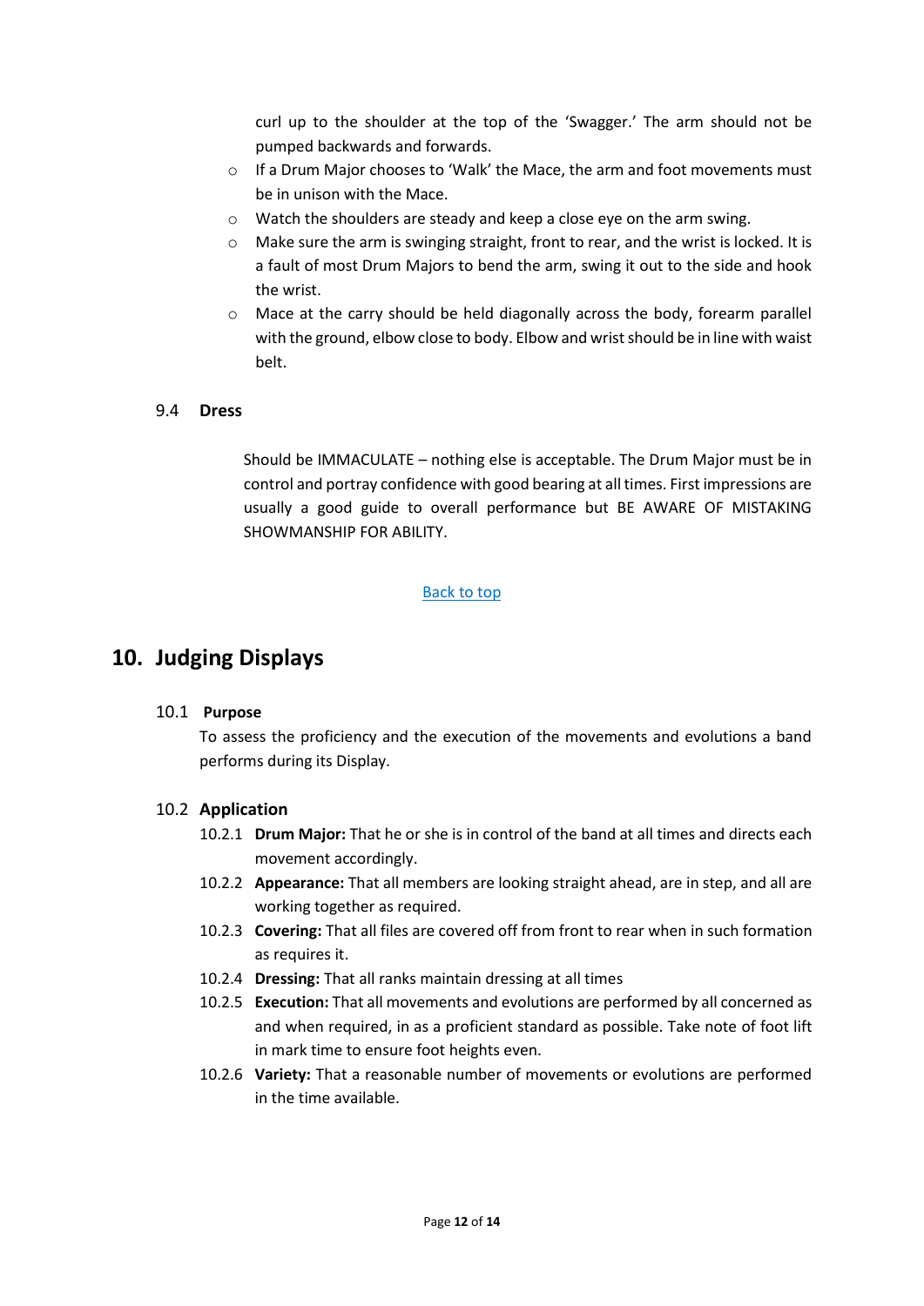curl up to the shoulder at the top of the 'Swagger.' The arm should not be pumped backwards and forwards.

- If a Drum Major chooses to 'Walk' the Mace, the arm and foot movements must be in unison with the Mace.
- Watch the shoulders are steady and keep a close eye on the arm swing.
- Make sure the arm is swinging straight, front to rear, and the wrist is locked. It is a fault of most Drum Majors to bend the arm, swing it out to the side and hook the wrist.
- Mace at the carry should be held diagonally across the body, forearm parallel with the ground, elbow close to body. Elbow and wrist should be in line with waist belt.

### 9.4 Dress

Should be IMMACULATE – nothing else is acceptable. The Drum Major must be in control and portray confidence with good bearing at all times. First impressions are usually a good guide to overall performance but BE AWARE OF MISTAKING SHOWMANSHIP FOR ABILITY.

Back to top

## 10. Judging Displays

### 10.1 Purpose

To assess the proficiency and the execution of the movements and evolutions a band performs during its Display.

### 10.2 Application

10.2.1 **Drum Major:** That he or she is in control of the band at all times and directs each movement accordingly.

10.2.2 **Appearance:** That all members are looking straight ahead, are in step, and all are working together as required.

10.2.3 **Covering:** That all files are covered off from front to rear when in such formation as requires it.

10.2.4 **Dressing:** That all ranks maintain dressing at all times

10.2.5 **Execution:** That all movements and evolutions are performed by all concerned as and when required, in as a proficient standard as possible. Take note of foot lift in mark time to ensure foot heights even.

10.2.6 **Variety:** That a reasonable number of movements or evolutions are performed in the time available.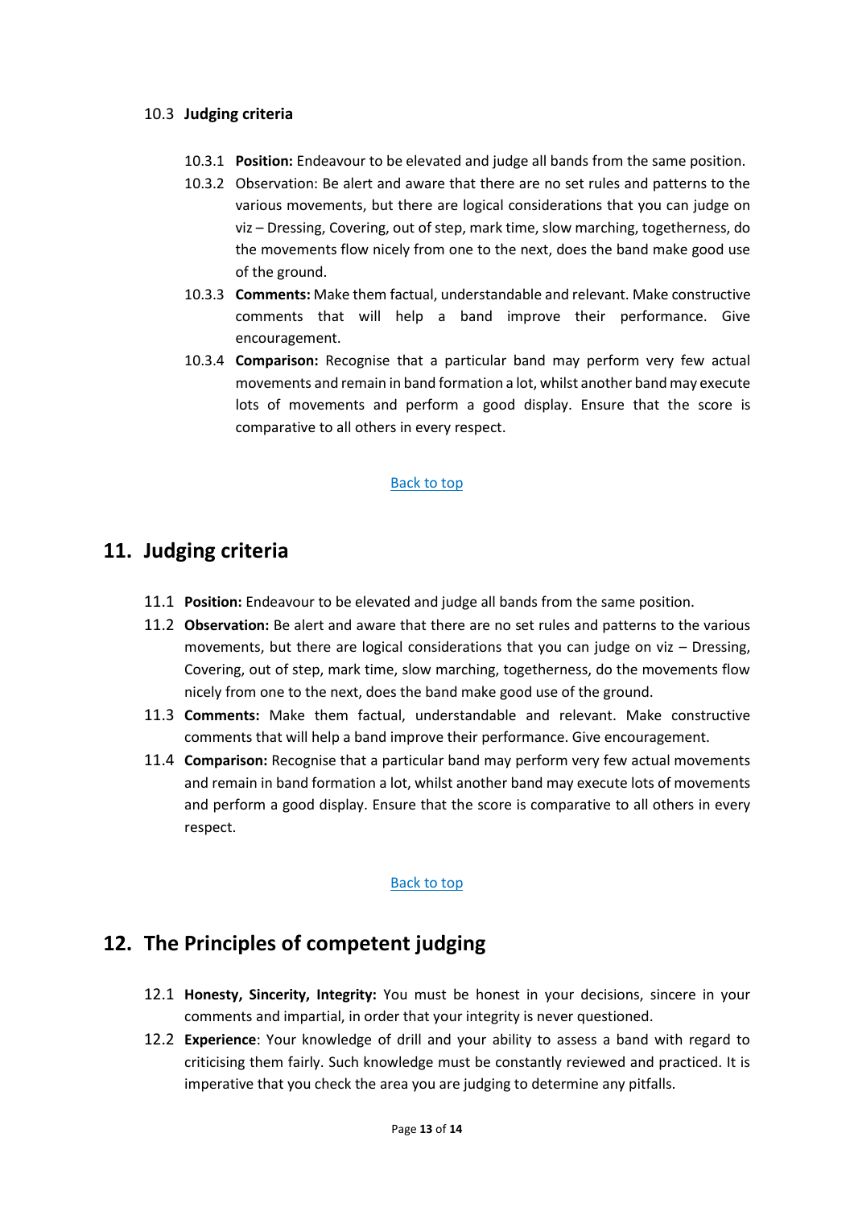### 10.3 Judging criteria

10.3.1 **Position:** Endeavour to be elevated and judge all bands from the same position.

10.3.2 Observation: Be alert and aware that there are no set rules and patterns to the various movements, but there are logical considerations that you can judge on viz – Dressing, Covering, out of step, mark time, slow marching, togetherness, do the movements flow nicely from one to the next, does the band make good use of the ground.

10.3.3 **Comments:** Make them factual, understandable and relevant. Make constructive comments that will help a band improve their performance. Give encouragement.

10.3.4 **Comparison:** Recognise that a particular band may perform very few actual movements and remain in band formation a lot, whilst another band may execute lots of movements and perform a good display. Ensure that the score is comparative to all others in every respect.

Back to top

## 11. Judging criteria

11.1 **Position:** Endeavour to be elevated and judge all bands from the same position.

11.2 **Observation:** Be alert and aware that there are no set rules and patterns to the various movements, but there are logical considerations that you can judge on viz – Dressing, Covering, out of step, mark time, slow marching, togetherness, do the movements flow nicely from one to the next, does the band make good use of the ground.

11.3 **Comments:** Make them factual, understandable and relevant. Make constructive comments that will help a band improve their performance. Give encouragement.

11.4 **Comparison:** Recognise that a particular band may perform very few actual movements and remain in band formation a lot, whilst another band may execute lots of movements and perform a good display. Ensure that the score is comparative to all others in every respect.

Back to top

## 12. The Principles of competent judging

12.1 **Honesty, Sincerity, Integrity:** You must be honest in your decisions, sincere in your comments and impartial, in order that your integrity is never questioned.

12.2 **Experience**: Your knowledge of drill and your ability to assess a band with regard to criticising them fairly. Such knowledge must be constantly reviewed and practiced. It is imperative that you check the area you are judging to determine any pitfalls.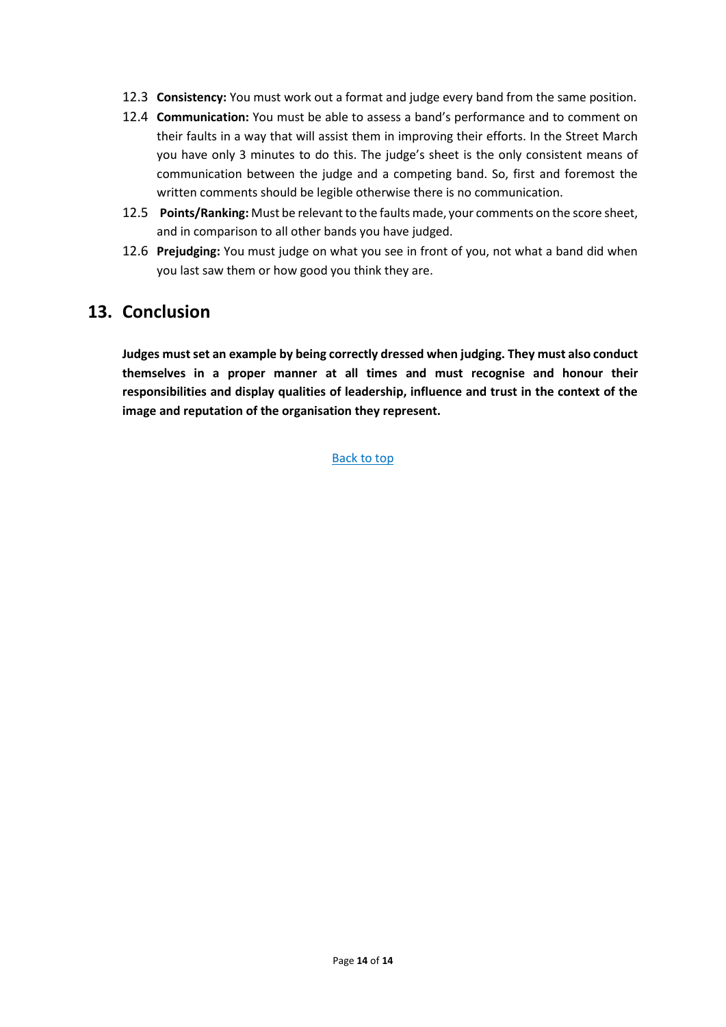12.3 **Consistency:** You must work out a format and judge every band from the same position.

12.4 **Communication:** You must be able to assess a band's performance and to comment on their faults in a way that will assist them in improving their efforts. In the Street March you have only 3 minutes to do this. The judge's sheet is the only consistent means of communication between the judge and a competing band. So, first and foremost the written comments should be legible otherwise there is no communication.

12.5 **Points/Ranking:** Must be relevant to the faults made, your comments on the score sheet, and in comparison to all other bands you have judged.

12.6 **Prejudging:** You must judge on what you see in front of you, not what a band did when you last saw them or how good you think they are.

## 13. Conclusion

**Judges must set an example by being correctly dressed when judging. They must also conduct themselves in a proper manner at all times and must recognise and honour their responsibilities and display qualities of leadership, influence and trust in the context of the image and reputation of the organisation they represent.**

Back to top